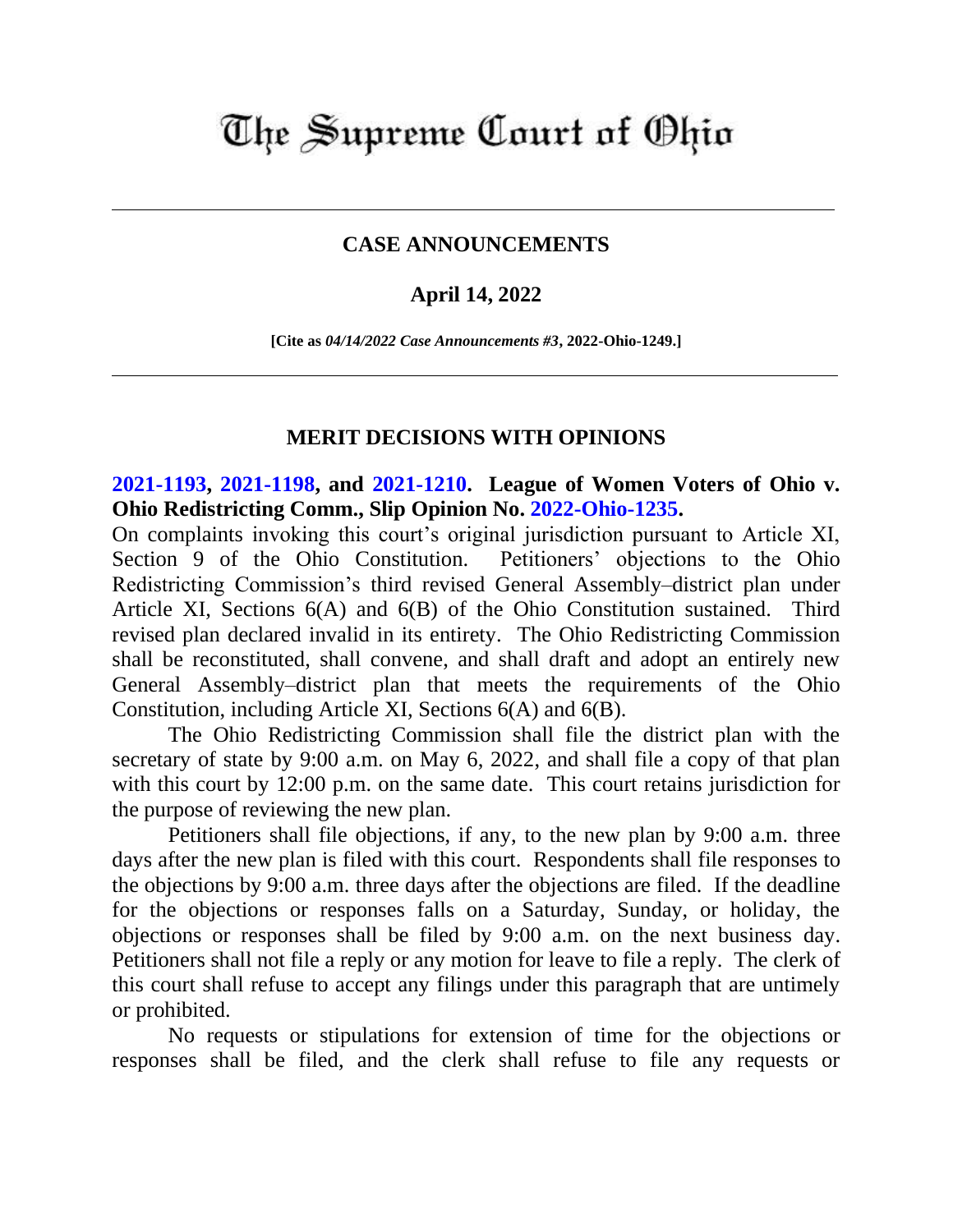# The Supreme Court of Ohio

## CASE ANNOUNCEMENTS

### April 14, 2022

**[Cite as *04/14/2022 Case Announcements #3*, 2022-Ohio-1249.]**

## MERIT DECISIONS WITH OPINIONS

**2021-1193, 2021-1198, and 2021-1210. League of Women Voters of Ohio v. Ohio Redistricting Comm., Slip Opinion No. 2022-Ohio-1235.**

On complaints invoking this court's original jurisdiction pursuant to Article XI, Section 9 of the Ohio Constitution. Petitioners' objections to the Ohio Redistricting Commission's third revised General Assembly–district plan under Article XI, Sections 6(A) and 6(B) of the Ohio Constitution sustained. Third revised plan declared invalid in its entirety. The Ohio Redistricting Commission shall be reconstituted, shall convene, and shall draft and adopt an entirely new General Assembly–district plan that meets the requirements of the Ohio Constitution, including Article XI, Sections 6(A) and 6(B).

The Ohio Redistricting Commission shall file the district plan with the secretary of state by 9:00 a.m. on May 6, 2022, and shall file a copy of that plan with this court by 12:00 p.m. on the same date. This court retains jurisdiction for the purpose of reviewing the new plan.

Petitioners shall file objections, if any, to the new plan by 9:00 a.m. three days after the new plan is filed with this court. Respondents shall file responses to the objections by 9:00 a.m. three days after the objections are filed. If the deadline for the objections or responses falls on a Saturday, Sunday, or holiday, the objections or responses shall be filed by 9:00 a.m. on the next business day. Petitioners shall not file a reply or any motion for leave to file a reply. The clerk of this court shall refuse to accept any filings under this paragraph that are untimely or prohibited.

No requests or stipulations for extension of time for the objections or responses shall be filed, and the clerk shall refuse to file any requests or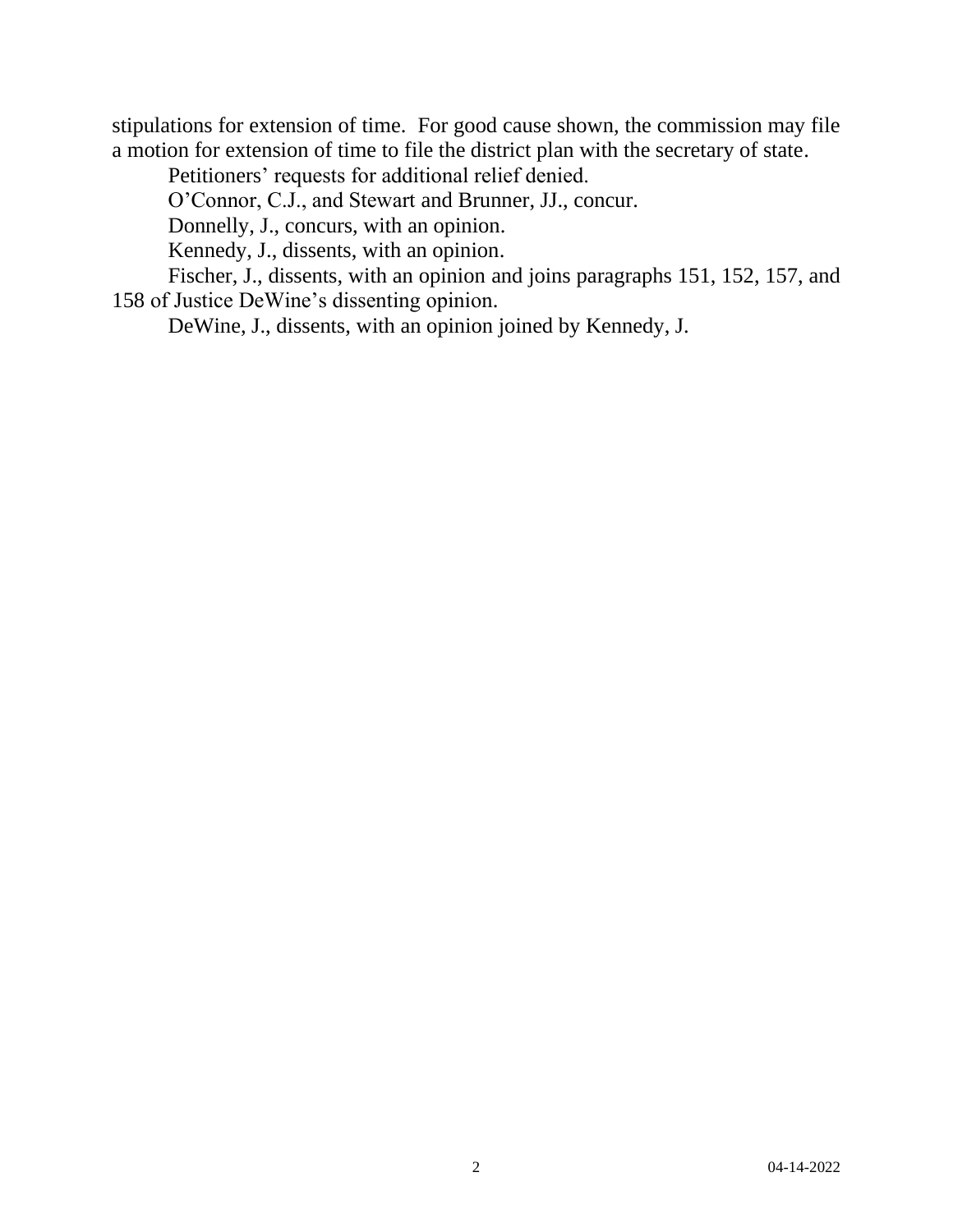stipulations for extension of time. For good cause shown, the commission may file a motion for extension of time to file the district plan with the secretary of state.

Petitioners' requests for additional relief denied.

O'Connor, C.J., and Stewart and Brunner, JJ., concur.

Donnelly, J., concurs, with an opinion.

Kennedy, J., dissents, with an opinion.

Fischer, J., dissents, with an opinion and joins paragraphs 151, 152, 157, and 158 of Justice DeWine's dissenting opinion.

DeWine, J., dissents, with an opinion joined by Kennedy, J.